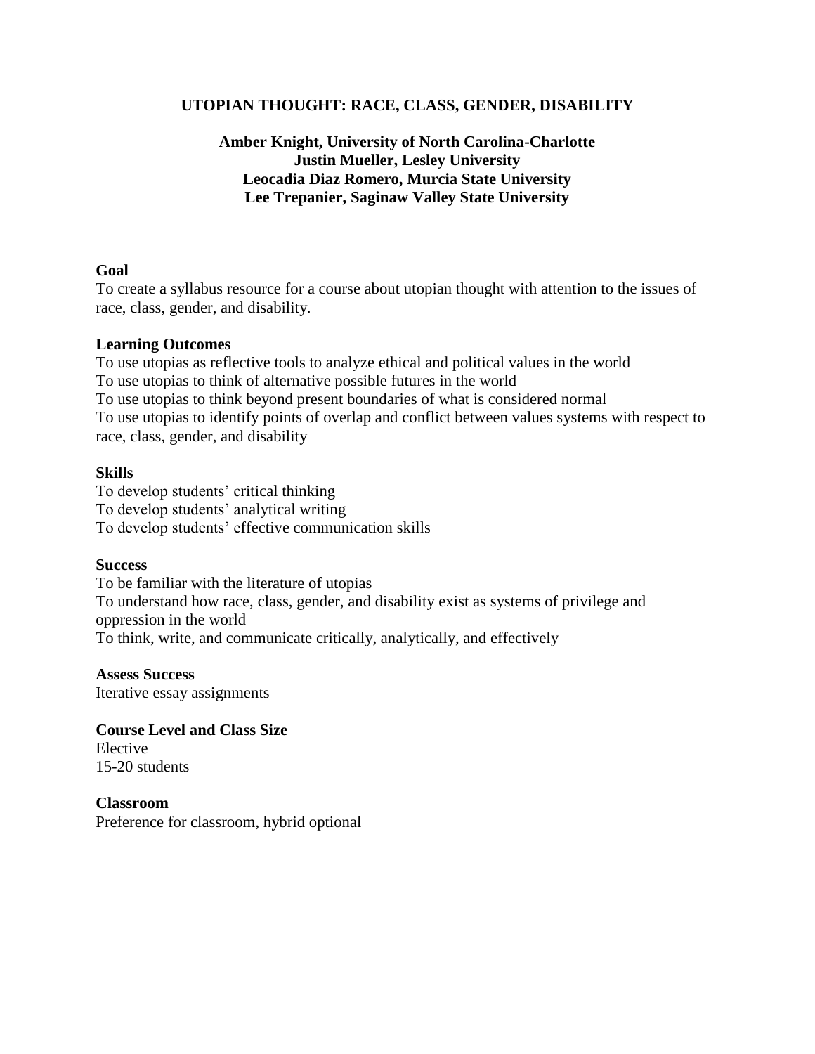# UTOPIAN THOUGHT: RACE, CLASS, GENDER, DISABILITY

**Amber Knight, University of North Carolina-Charlotte**
**Justin Mueller, Lesley University**
**Leocadia Diaz Romero, Murcia State University**
**Lee Trepanier, Saginaw Valley State University**

**Goal**
To create a syllabus resource for a course about utopian thought with attention to the issues of race, class, gender, and disability.

**Learning Outcomes**
To use utopias as reflective tools to analyze ethical and political values in the world
To use utopias to think of alternative possible futures in the world
To use utopias to think beyond present boundaries of what is considered normal
To use utopias to identify points of overlap and conflict between values systems with respect to race, class, gender, and disability

**Skills**
To develop students' critical thinking
To develop students' analytical writing
To develop students' effective communication skills

**Success**
To be familiar with the literature of utopias
To understand how race, class, gender, and disability exist as systems of privilege and oppression in the world
To think, write, and communicate critically, analytically, and effectively

**Assess Success**
Iterative essay assignments

**Course Level and Class Size**
Elective
15-20 students

**Classroom**
Preference for classroom, hybrid optional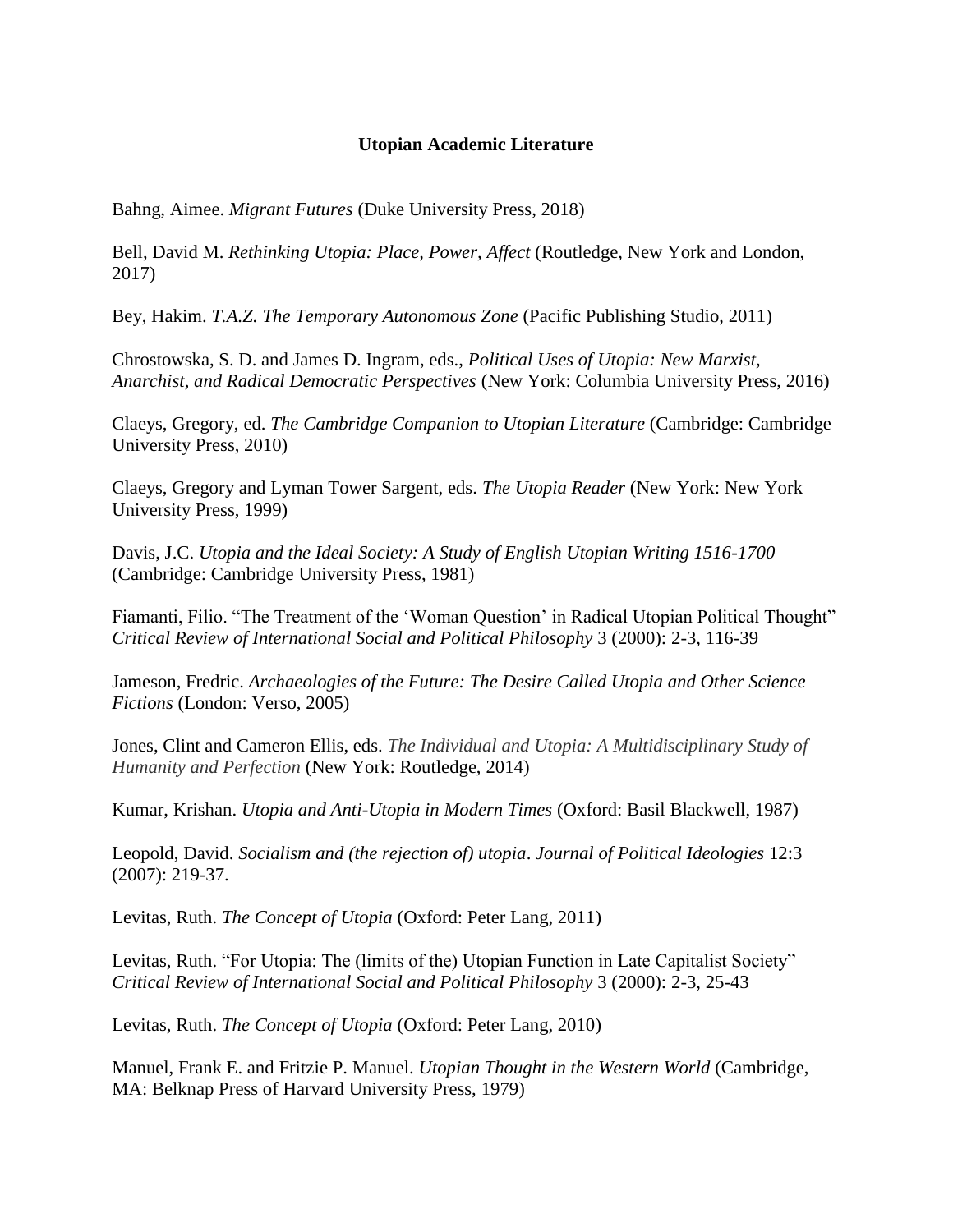**Utopian Academic Literature**

Bahng, Aimee. *Migrant Futures* (Duke University Press, 2018)

Bell, David M. *Rethinking Utopia: Place, Power, Affect* (Routledge, New York and London, 2017)

Bey, Hakim. *T.A.Z. The Temporary Autonomous Zone* (Pacific Publishing Studio, 2011)

Chrostowska, S. D. and James D. Ingram, eds., *Political Uses of Utopia: New Marxist, Anarchist, and Radical Democratic Perspectives* (New York: Columbia University Press, 2016)

Claeys, Gregory, ed. *The Cambridge Companion to Utopian Literature* (Cambridge: Cambridge University Press, 2010)

Claeys, Gregory and Lyman Tower Sargent, eds. *The Utopia Reader* (New York: New York University Press, 1999)

Davis, J.C. *Utopia and the Ideal Society: A Study of English Utopian Writing 1516-1700* (Cambridge: Cambridge University Press, 1981)

Fiamanti, Filio. "The Treatment of the 'Woman Question' in Radical Utopian Political Thought" *Critical Review of International Social and Political Philosophy* 3 (2000): 2-3, 116-39

Jameson, Fredric. *Archaeologies of the Future: The Desire Called Utopia and Other Science Fictions* (London: Verso, 2005)

Jones, Clint and Cameron Ellis, eds. *The Individual and Utopia: A Multidisciplinary Study of Humanity and Perfection* (New York: Routledge, 2014)

Kumar, Krishan. *Utopia and Anti-Utopia in Modern Times* (Oxford: Basil Blackwell, 1987)

Leopold, David. *Socialism and (the rejection of) utopia*. *Journal of Political Ideologies* 12:3 (2007): 219-37.

Levitas, Ruth. *The Concept of Utopia* (Oxford: Peter Lang, 2011)

Levitas, Ruth. "For Utopia: The (limits of the) Utopian Function in Late Capitalist Society" *Critical Review of International Social and Political Philosophy* 3 (2000): 2-3, 25-43

Levitas, Ruth. *The Concept of Utopia* (Oxford: Peter Lang, 2010)

Manuel, Frank E. and Fritzie P. Manuel. *Utopian Thought in the Western World* (Cambridge, MA: Belknap Press of Harvard University Press, 1979)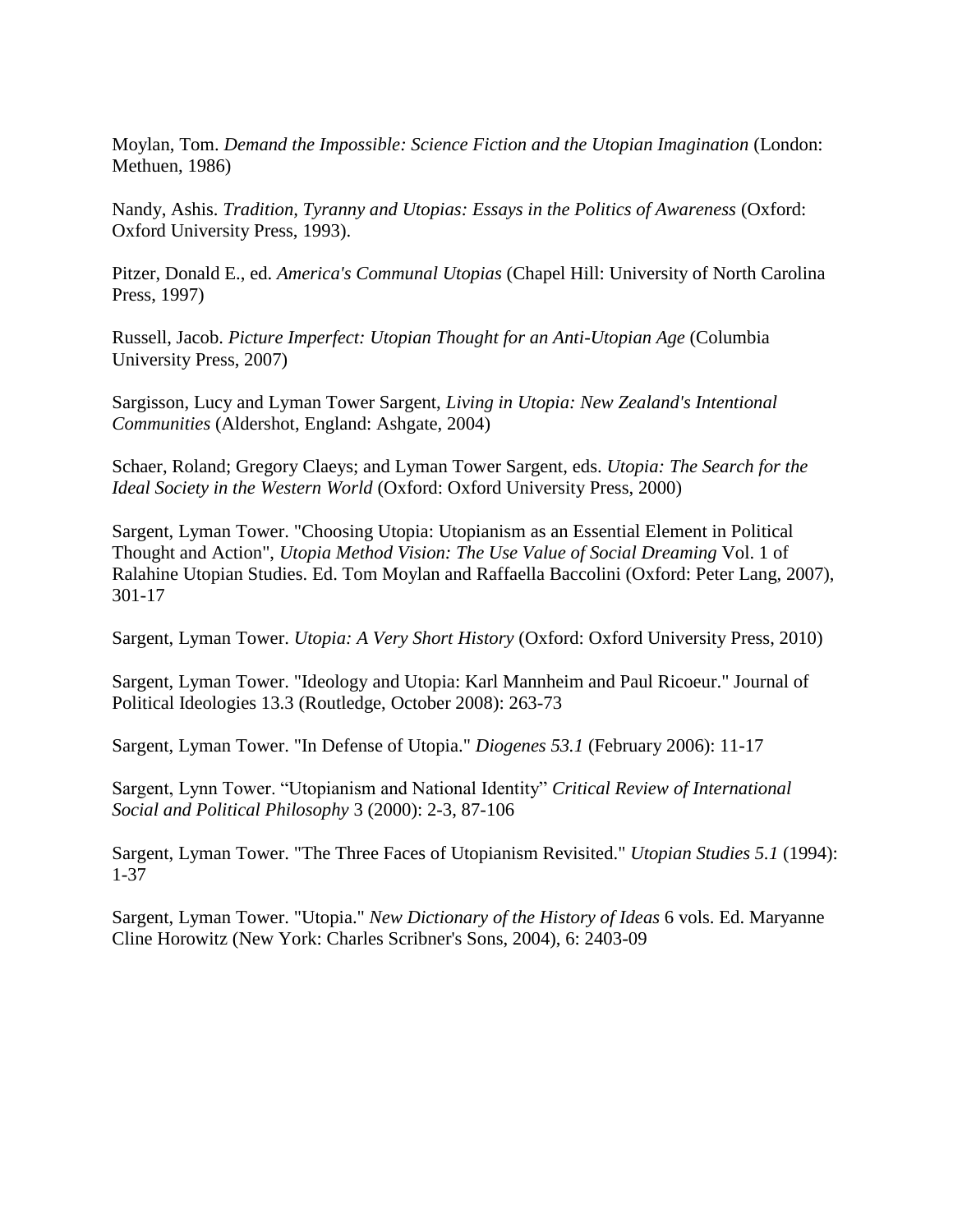Moylan, Tom. *Demand the Impossible: Science Fiction and the Utopian Imagination* (London: Methuen, 1986)

Nandy, Ashis. *Tradition, Tyranny and Utopias: Essays in the Politics of Awareness* (Oxford: Oxford University Press, 1993).

Pitzer, Donald E., ed. *America's Communal Utopias* (Chapel Hill: University of North Carolina Press, 1997)

Russell, Jacob. *Picture Imperfect: Utopian Thought for an Anti-Utopian Age* (Columbia University Press, 2007)

Sargisson, Lucy and Lyman Tower Sargent, *Living in Utopia: New Zealand's Intentional Communities* (Aldershot, England: Ashgate, 2004)

Schaer, Roland; Gregory Claeys; and Lyman Tower Sargent, eds. *Utopia: The Search for the Ideal Society in the Western World* (Oxford: Oxford University Press, 2000)

Sargent, Lyman Tower. "Choosing Utopia: Utopianism as an Essential Element in Political Thought and Action", *Utopia Method Vision: The Use Value of Social Dreaming* Vol. 1 of Ralahine Utopian Studies. Ed. Tom Moylan and Raffaella Baccolini (Oxford: Peter Lang, 2007), 301-17

Sargent, Lyman Tower. *Utopia: A Very Short History* (Oxford: Oxford University Press, 2010)

Sargent, Lyman Tower. "Ideology and Utopia: Karl Mannheim and Paul Ricoeur." Journal of Political Ideologies 13.3 (Routledge, October 2008): 263-73

Sargent, Lyman Tower. "In Defense of Utopia." *Diogenes 53.1* (February 2006): 11-17

Sargent, Lynn Tower. "Utopianism and National Identity" *Critical Review of International Social and Political Philosophy* 3 (2000): 2-3, 87-106

Sargent, Lyman Tower. "The Three Faces of Utopianism Revisited." *Utopian Studies 5.1* (1994): 1-37

Sargent, Lyman Tower. "Utopia." *New Dictionary of the History of Ideas* 6 vols. Ed. Maryanne Cline Horowitz (New York: Charles Scribner's Sons, 2004), 6: 2403-09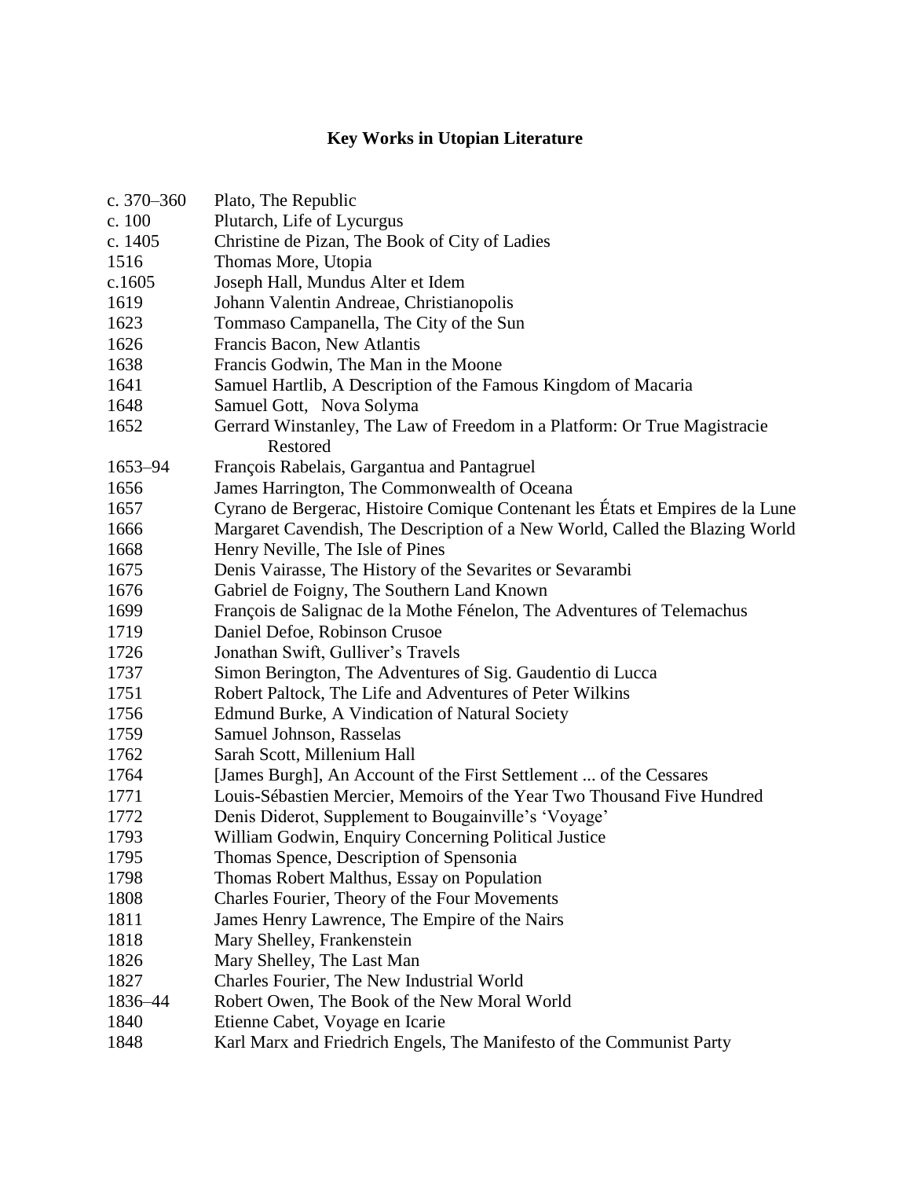## Key Works in Utopian Literature

| | |
|---|---|
| c. 370–360 | Plato, The Republic |
| c. 100 | Plutarch, Life of Lycurgus |
| c. 1405 | Christine de Pizan, The Book of City of Ladies |
| 1516 | Thomas More, Utopia |
| c.1605 | Joseph Hall, Mundus Alter et Idem |
| 1619 | Johann Valentin Andreae, Christianopolis |
| 1623 | Tommaso Campanella, The City of the Sun |
| 1626 | Francis Bacon, New Atlantis |
| 1638 | Francis Godwin, The Man in the Moone |
| 1641 | Samuel Hartlib, A Description of the Famous Kingdom of Macaria |
| 1648 | Samuel Gott, Nova Solyma |
| 1652 | Gerrard Winstanley, The Law of Freedom in a Platform: Or True Magistracie Restored |
| 1653–94 | François Rabelais, Gargantua and Pantagruel |
| 1656 | James Harrington, The Commonwealth of Oceana |
| 1657 | Cyrano de Bergerac, Histoire Comique Contenant les États et Empires de la Lune |
| 1666 | Margaret Cavendish, The Description of a New World, Called the Blazing World |
| 1668 | Henry Neville, The Isle of Pines |
| 1675 | Denis Vairasse, The History of the Sevarites or Sevarambi |
| 1676 | Gabriel de Foigny, The Southern Land Known |
| 1699 | François de Salignac de la Mothe Fénelon, The Adventures of Telemachus |
| 1719 | Daniel Defoe, Robinson Crusoe |
| 1726 | Jonathan Swift, Gulliver's Travels |
| 1737 | Simon Berington, The Adventures of Sig. Gaudentio di Lucca |
| 1751 | Robert Paltock, The Life and Adventures of Peter Wilkins |
| 1756 | Edmund Burke, A Vindication of Natural Society |
| 1759 | Samuel Johnson, Rasselas |
| 1762 | Sarah Scott, Millenium Hall |
| 1764 | [James Burgh], An Account of the First Settlement ... of the Cessares |
| 1771 | Louis-Sébastien Mercier, Memoirs of the Year Two Thousand Five Hundred |
| 1772 | Denis Diderot, Supplement to Bougainville's 'Voyage' |
| 1793 | William Godwin, Enquiry Concerning Political Justice |
| 1795 | Thomas Spence, Description of Spensonia |
| 1798 | Thomas Robert Malthus, Essay on Population |
| 1808 | Charles Fourier, Theory of the Four Movements |
| 1811 | James Henry Lawrence, The Empire of the Nairs |
| 1818 | Mary Shelley, Frankenstein |
| 1826 | Mary Shelley, The Last Man |
| 1827 | Charles Fourier, The New Industrial World |
| 1836–44 | Robert Owen, The Book of the New Moral World |
| 1840 | Etienne Cabet, Voyage en Icarie |
| 1848 | Karl Marx and Friedrich Engels, The Manifesto of the Communist Party |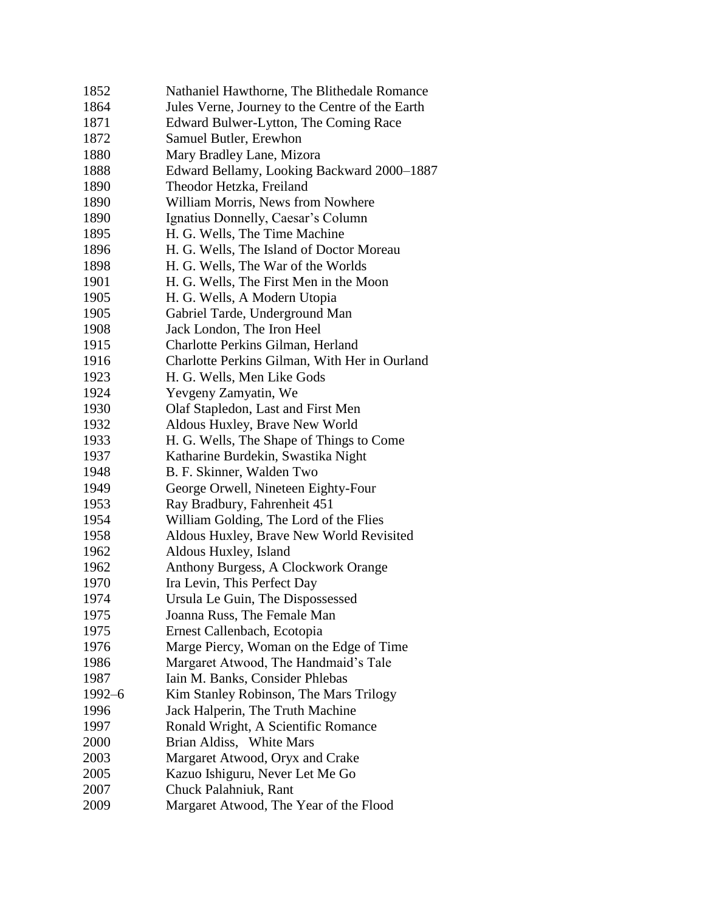1852 Nathaniel Hawthorne, The Blithedale Romance
1864 Jules Verne, Journey to the Centre of the Earth
1871 Edward Bulwer-Lytton, The Coming Race
1872 Samuel Butler, Erewhon
1880 Mary Bradley Lane, Mizora
1888 Edward Bellamy, Looking Backward 2000–1887
1890 Theodor Hetzka, Freiland
1890 William Morris, News from Nowhere
1890 Ignatius Donnelly, Caesar's Column
1895 H. G. Wells, The Time Machine
1896 H. G. Wells, The Island of Doctor Moreau
1898 H. G. Wells, The War of the Worlds
1901 H. G. Wells, The First Men in the Moon
1905 H. G. Wells, A Modern Utopia
1905 Gabriel Tarde, Underground Man
1908 Jack London, The Iron Heel
1915 Charlotte Perkins Gilman, Herland
1916 Charlotte Perkins Gilman, With Her in Ourland
1923 H. G. Wells, Men Like Gods
1924 Yevgeny Zamyatin, We
1930 Olaf Stapledon, Last and First Men
1932 Aldous Huxley, Brave New World
1933 H. G. Wells, The Shape of Things to Come
1937 Katharine Burdekin, Swastika Night
1948 B. F. Skinner, Walden Two
1949 George Orwell, Nineteen Eighty-Four
1953 Ray Bradbury, Fahrenheit 451
1954 William Golding, The Lord of the Flies
1958 Aldous Huxley, Brave New World Revisited
1962 Aldous Huxley, Island
1962 Anthony Burgess, A Clockwork Orange
1970 Ira Levin, This Perfect Day
1974 Ursula Le Guin, The Dispossessed
1975 Joanna Russ, The Female Man
1975 Ernest Callenbach, Ecotopia
1976 Marge Piercy, Woman on the Edge of Time
1986 Margaret Atwood, The Handmaid's Tale
1987 Iain M. Banks, Consider Phlebas
1992–6 Kim Stanley Robinson, The Mars Trilogy
1996 Jack Halperin, The Truth Machine
1997 Ronald Wright, A Scientific Romance
2000 Brian Aldiss, White Mars
2003 Margaret Atwood, Oryx and Crake
2005 Kazuo Ishiguru, Never Let Me Go
2007 Chuck Palahniuk, Rant
2009 Margaret Atwood, The Year of the Flood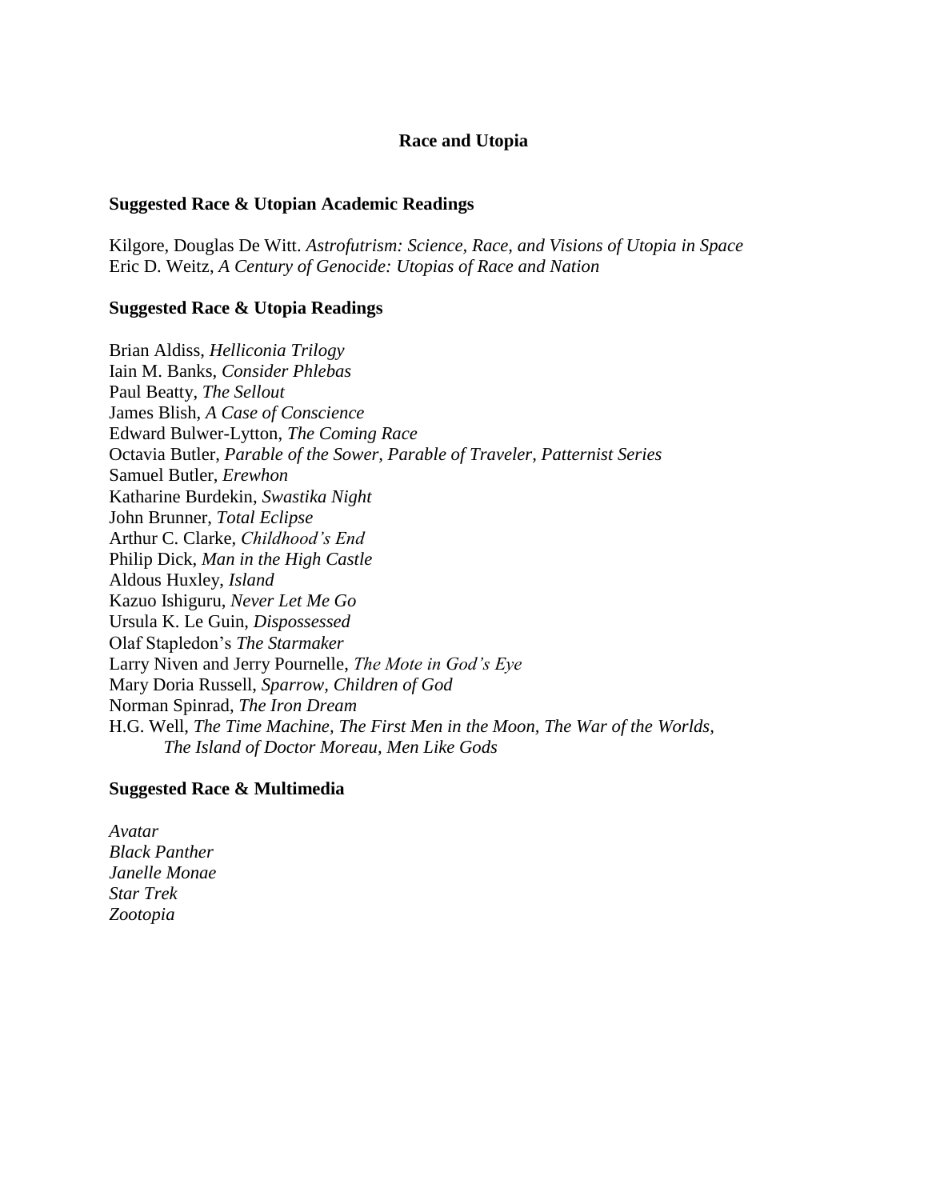## Race and Utopia

### Suggested Race & Utopian Academic Readings

Kilgore, Douglas De Witt. *Astrofutrism: Science, Race, and Visions of Utopia in Space*
Eric D. Weitz, *A Century of Genocide: Utopias of Race and Nation*

### Suggested Race & Utopia Readings

Brian Aldiss, *Helliconia Trilogy*
Iain M. Banks, *Consider Phlebas*
Paul Beatty, *The Sellout*
James Blish, *A Case of Conscience*
Edward Bulwer-Lytton, *The Coming Race*
Octavia Butler, *Parable of the Sower, Parable of Traveler, Patternist Series*
Samuel Butler, *Erewhon*
Katharine Burdekin, *Swastika Night*
John Brunner, *Total Eclipse*
Arthur C. Clarke, *Childhood's End*
Philip Dick, *Man in the High Castle*
Aldous Huxley, *Island*
Kazuo Ishiguru, *Never Let Me Go*
Ursula K. Le Guin, *Dispossessed*
Olaf Stapledon's *The Starmaker*
Larry Niven and Jerry Pournelle, *The Mote in God's Eye*
Mary Doria Russell, *Sparrow, Children of God*
Norman Spinrad, *The Iron Dream*
H.G. Well, *The Time Machine, The First Men in the Moon, The War of the Worlds, The Island of Doctor Moreau, Men Like Gods*

### Suggested Race & Multimedia

*Avatar*
*Black Panther*
*Janelle Monae*
*Star Trek*
*Zootopia*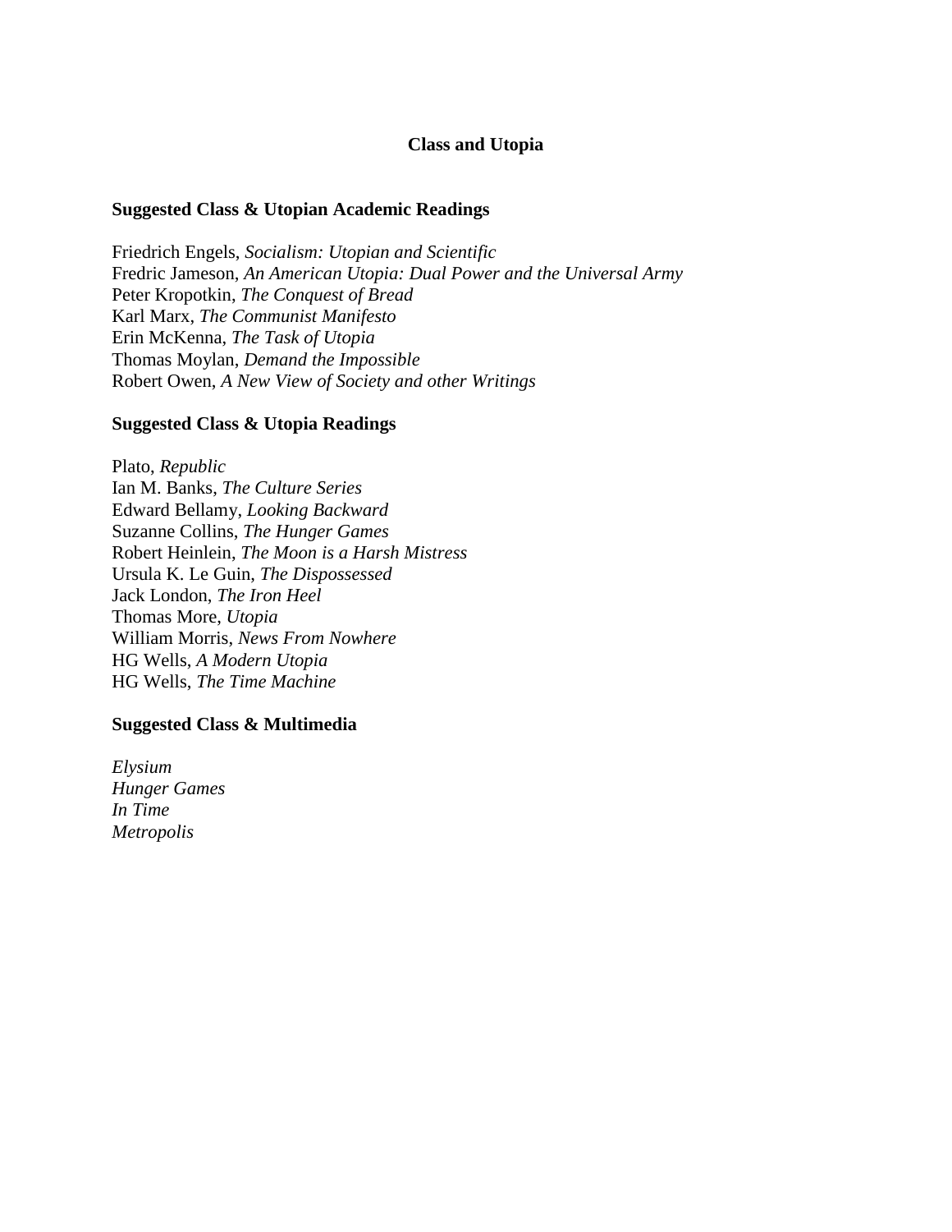# Class and Utopia

## Suggested Class & Utopian Academic Readings

Friedrich Engels, *Socialism: Utopian and Scientific*
Fredric Jameson, *An American Utopia: Dual Power and the Universal Army*
Peter Kropotkin, *The Conquest of Bread*
Karl Marx, *The Communist Manifesto*
Erin McKenna, *The Task of Utopia*
Thomas Moylan, *Demand the Impossible*
Robert Owen, *A New View of Society and other Writings*

## Suggested Class & Utopia Readings

Plato, *Republic*
Ian M. Banks, *The Culture Series*
Edward Bellamy, *Looking Backward*
Suzanne Collins, *The Hunger Games*
Robert Heinlein, *The Moon is a Harsh Mistress*
Ursula K. Le Guin, *The Dispossessed*
Jack London, *The Iron Heel*
Thomas More, *Utopia*
William Morris, *News From Nowhere*
HG Wells, *A Modern Utopia*
HG Wells, *The Time Machine*

## Suggested Class & Multimedia

*Elysium*
*Hunger Games*
*In Time*
*Metropolis*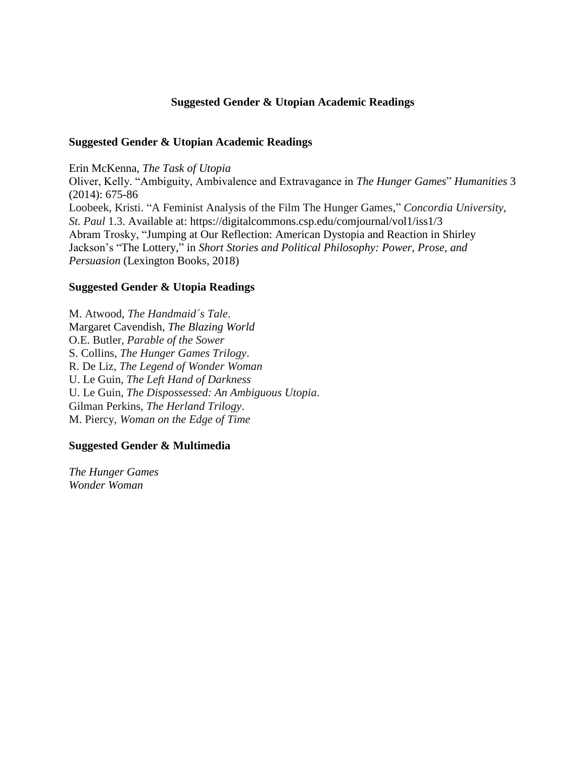## Suggested Gender & Utopian Academic Readings

### Suggested Gender & Utopian Academic Readings

Erin McKenna, *The Task of Utopia*  
Oliver, Kelly. "Ambiguity, Ambivalence and Extravagance in *The Hunger Games*" *Humanities* 3 (2014): 675-86  
Loobeek, Kristi. "A Feminist Analysis of the Film The Hunger Games," *Concordia University, St. Paul* 1.3. Available at: https://digitalcommons.csp.edu/comjournal/vol1/iss1/3  
Abram Trosky, "Jumping at Our Reflection: American Dystopia and Reaction in Shirley Jackson's "The Lottery," in *Short Stories and Political Philosophy: Power, Prose, and Persuasion* (Lexington Books, 2018)

### Suggested Gender & Utopia Readings

M. Atwood, *The Handmaid´s Tale*.  
Margaret Cavendish, *The Blazing World*  
O.E. Butler, *Parable of the Sower*  
S. Collins, *The Hunger Games Trilogy*.  
R. De Liz, *The Legend of Wonder Woman*  
U. Le Guin, *The Left Hand of Darkness*  
U. Le Guin, *The Dispossessed: An Ambiguous Utopia*.  
Gilman Perkins, *The Herland Trilogy*.  
M. Piercy, *Woman on the Edge of Time*

### Suggested Gender & Multimedia

*The Hunger Games*  
*Wonder Woman*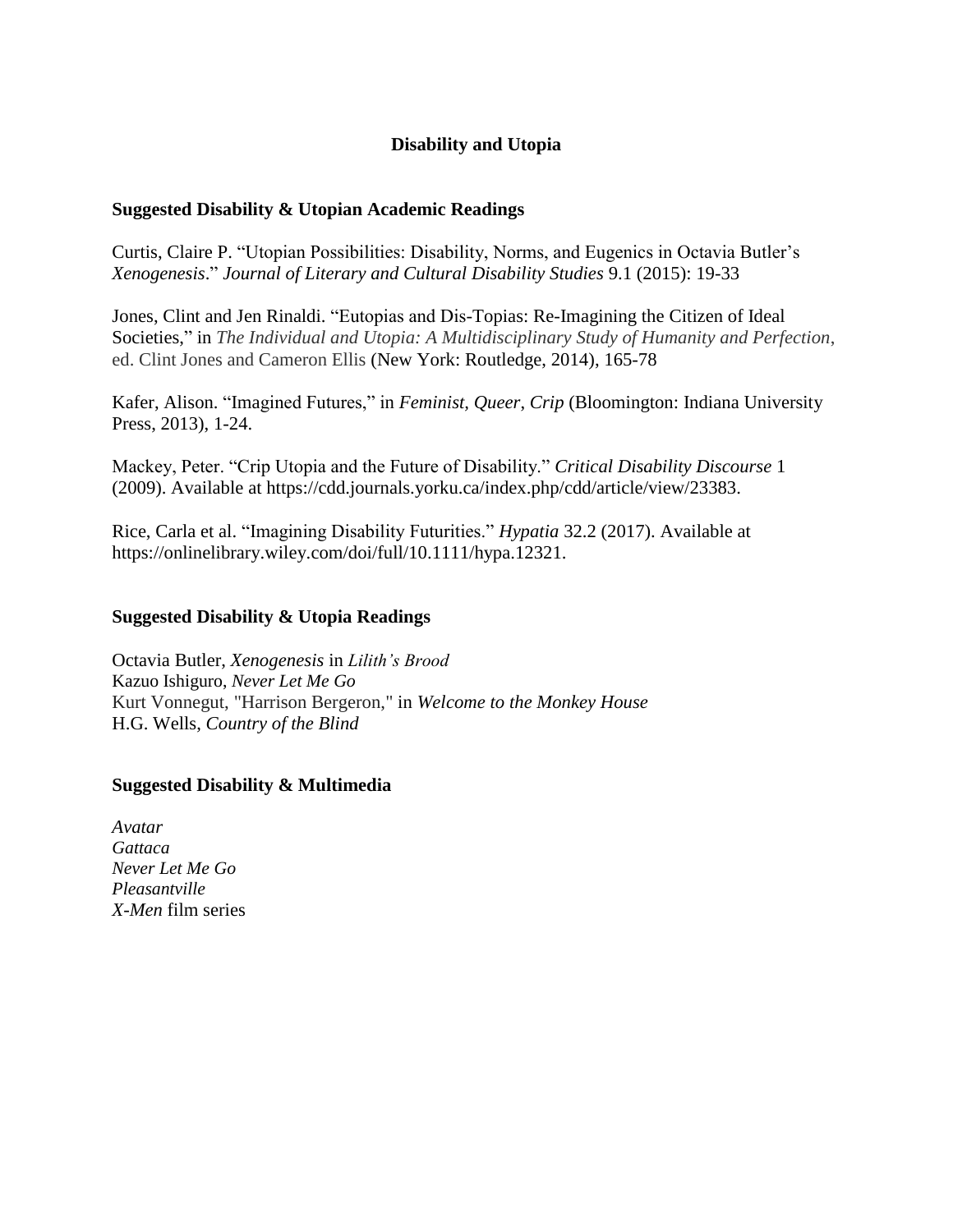# Disability and Utopia

## Suggested Disability & Utopian Academic Readings

Curtis, Claire P. "Utopian Possibilities: Disability, Norms, and Eugenics in Octavia Butler's *Xenogenesis*." *Journal of Literary and Cultural Disability Studies* 9.1 (2015): 19-33

Jones, Clint and Jen Rinaldi. "Eutopias and Dis-Topias: Re-Imagining the Citizen of Ideal Societies," in *The Individual and Utopia: A Multidisciplinary Study of Humanity and Perfection*, ed. Clint Jones and Cameron Ellis (New York: Routledge, 2014), 165-78

Kafer, Alison. "Imagined Futures," in *Feminist, Queer, Crip* (Bloomington: Indiana University Press, 2013), 1-24.

Mackey, Peter. "Crip Utopia and the Future of Disability." *Critical Disability Discourse* 1 (2009). Available at https://cdd.journals.yorku.ca/index.php/cdd/article/view/23383.

Rice, Carla et al. "Imagining Disability Futurities." *Hypatia* 32.2 (2017). Available at https://onlinelibrary.wiley.com/doi/full/10.1111/hypa.12321.

## Suggested Disability & Utopia Readings

Octavia Butler, *Xenogenesis* in *Lilith's Brood*
Kazuo Ishiguro, *Never Let Me Go*
Kurt Vonnegut, "Harrison Bergeron," in *Welcome to the Monkey House*
H.G. Wells, *Country of the Blind*

## Suggested Disability & Multimedia

*Avatar*
*Gattaca*
*Never Let Me Go*
*Pleasantville*
*X-Men* film series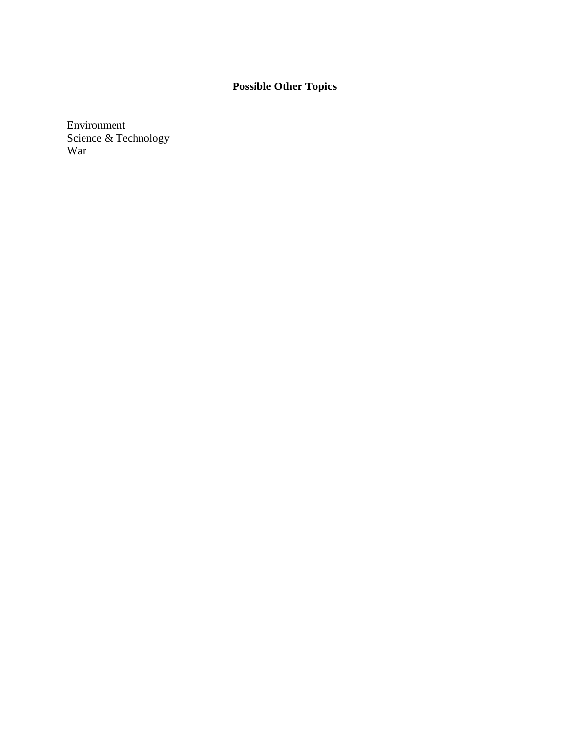## Possible Other Topics

Environment
Science & Technology
War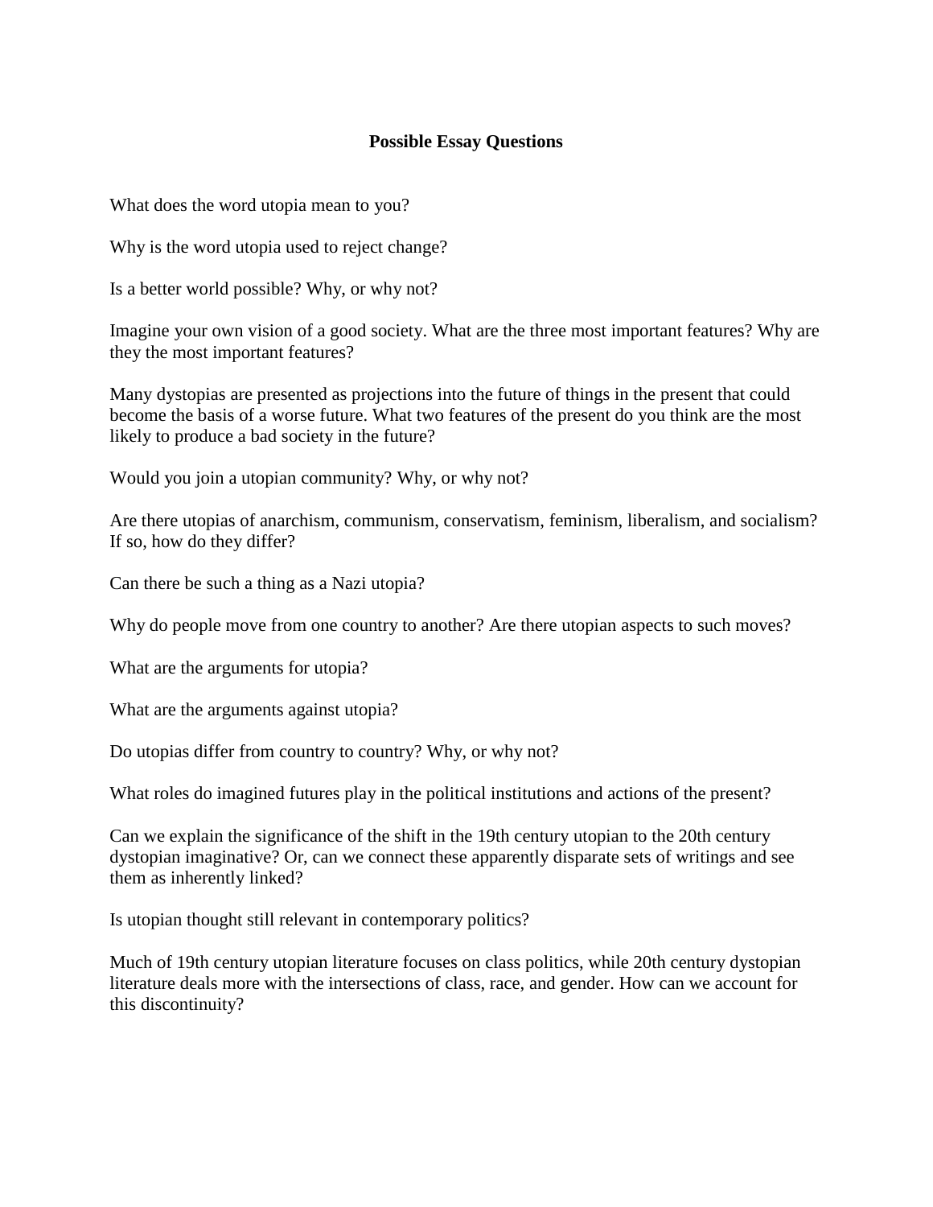**Possible Essay Questions**

What does the word utopia mean to you?

Why is the word utopia used to reject change?

Is a better world possible? Why, or why not?

Imagine your own vision of a good society. What are the three most important features? Why are they the most important features?

Many dystopias are presented as projections into the future of things in the present that could become the basis of a worse future. What two features of the present do you think are the most likely to produce a bad society in the future?

Would you join a utopian community? Why, or why not?

Are there utopias of anarchism, communism, conservatism, feminism, liberalism, and socialism? If so, how do they differ?

Can there be such a thing as a Nazi utopia?

Why do people move from one country to another? Are there utopian aspects to such moves?

What are the arguments for utopia?

What are the arguments against utopia?

Do utopias differ from country to country? Why, or why not?

What roles do imagined futures play in the political institutions and actions of the present?

Can we explain the significance of the shift in the 19th century utopian to the 20th century dystopian imaginative? Or, can we connect these apparently disparate sets of writings and see them as inherently linked?

Is utopian thought still relevant in contemporary politics?

Much of 19th century utopian literature focuses on class politics, while 20th century dystopian literature deals more with the intersections of class, race, and gender. How can we account for this discontinuity?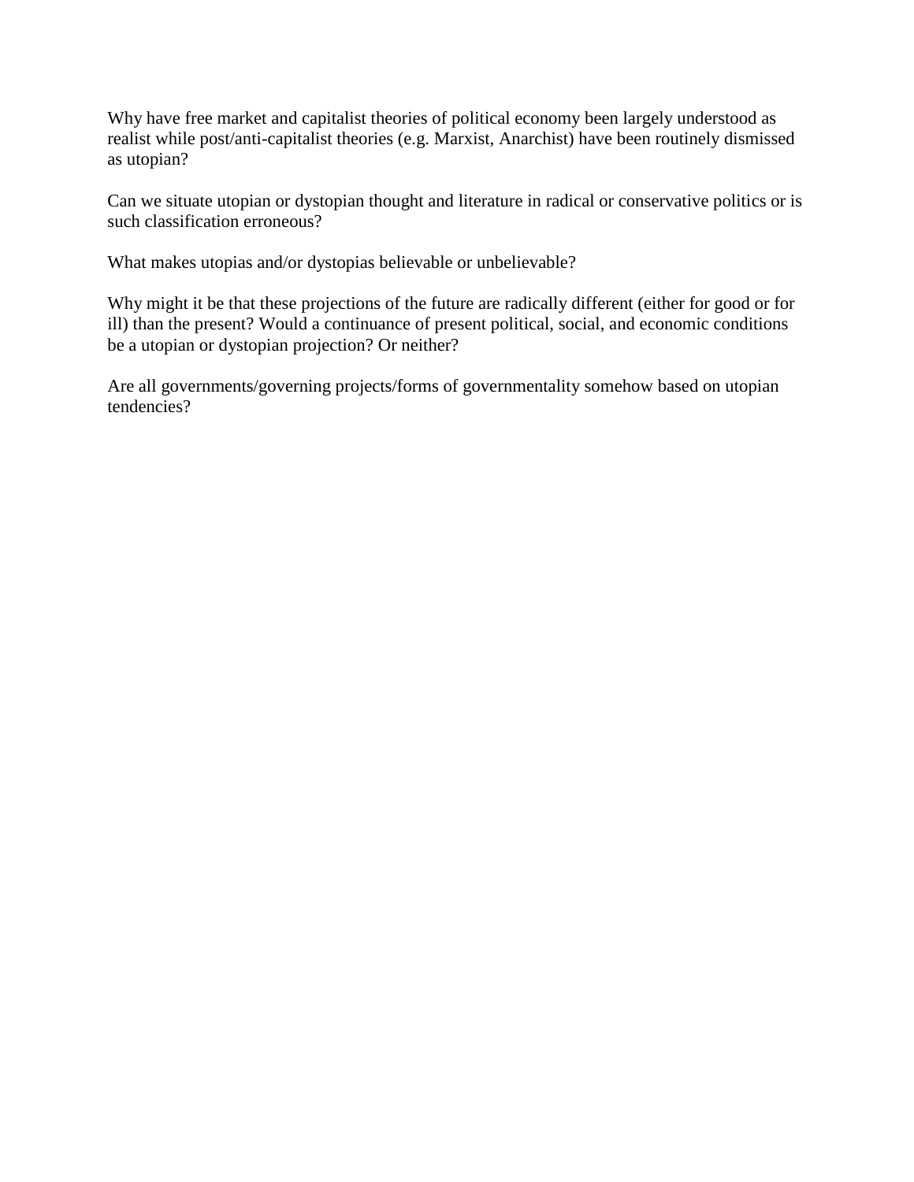Why have free market and capitalist theories of political economy been largely understood as realist while post/anti-capitalist theories (e.g. Marxist, Anarchist) have been routinely dismissed as utopian?

Can we situate utopian or dystopian thought and literature in radical or conservative politics or is such classification erroneous?

What makes utopias and/or dystopias believable or unbelievable?

Why might it be that these projections of the future are radically different (either for good or for ill) than the present? Would a continuance of present political, social, and economic conditions be a utopian or dystopian projection? Or neither?

Are all governments/governing projects/forms of governmentality somehow based on utopian tendencies?